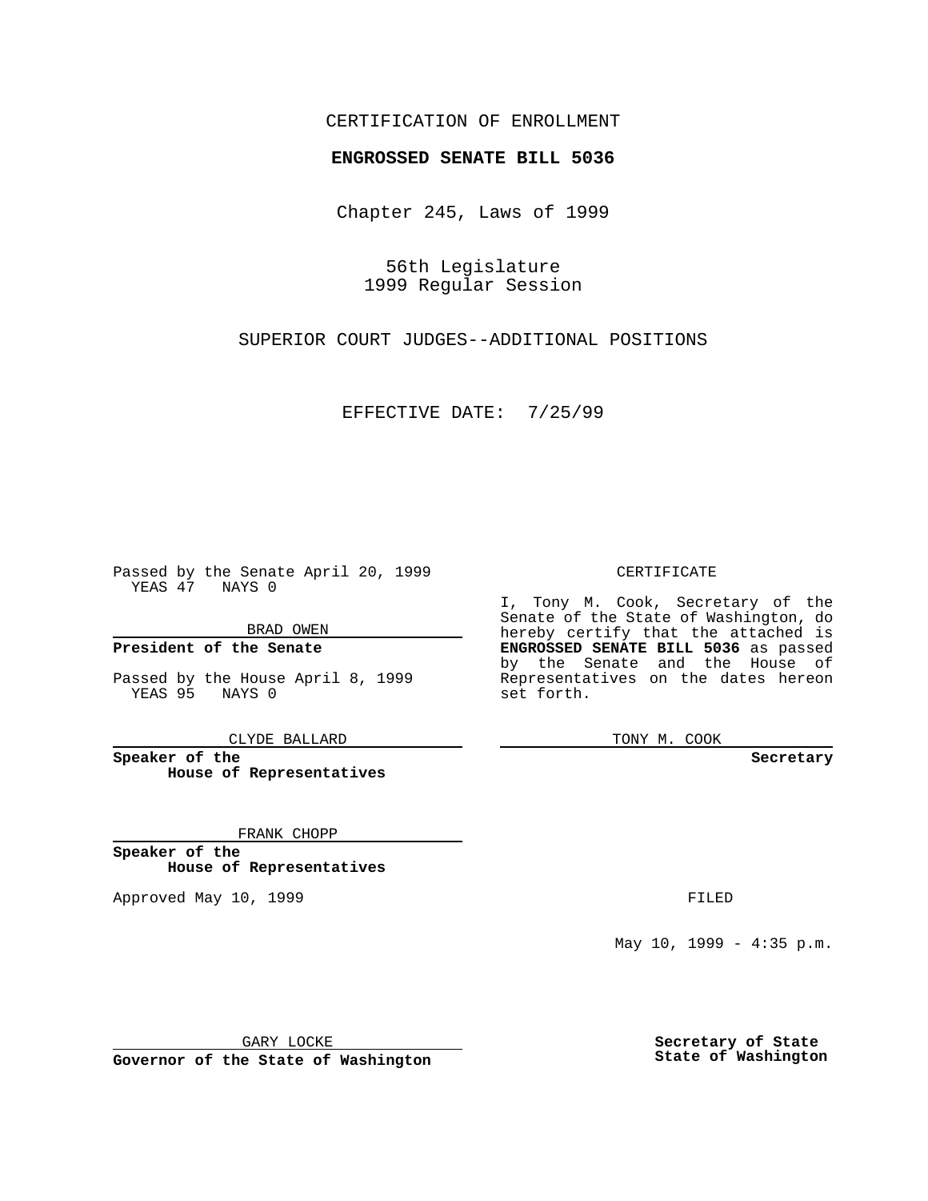CERTIFICATION OF ENROLLMENT

**ENGROSSED SENATE BILL 5036**

Chapter 245, Laws of 1999

56th Legislature
1999 Regular Session

SUPERIOR COURT JUDGES--ADDITIONAL POSITIONS

EFFECTIVE DATE: 7/25/99

Passed by the Senate April 20, 1999
YEAS 47 NAYS 0

BRAD OWEN

**President of the Senate**

Passed by the House April 8, 1999
YEAS 95 NAYS 0

CLYDE BALLARD

**Speaker of the House of Representatives**

FRANK CHOPP

**Speaker of the House of Representatives**

Approved May 10, 1999

GARY LOCKE

**Governor of the State of Washington**

CERTIFICATE

I, Tony M. Cook, Secretary of the Senate of the State of Washington, do hereby certify that the attached is **ENGROSSED SENATE BILL 5036** as passed by the Senate and the House of Representatives on the dates hereon set forth.

TONY M. COOK

**Secretary**

FILED

May 10, 1999 - 4:35 p.m.

**Secretary of State**
**State of Washington**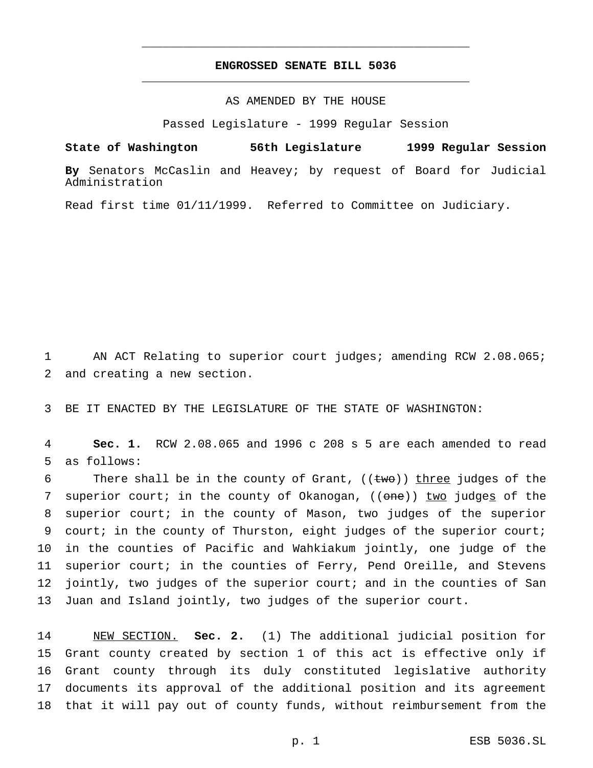**ENGROSSED SENATE BILL 5036**

AS AMENDED BY THE HOUSE

Passed Legislature - 1999 Regular Session

**State of Washington 56th Legislature 1999 Regular Session**

**By** Senators McCaslin and Heavey; by request of Board for Judicial Administration

Read first time 01/11/1999. Referred to Committee on Judiciary.

AN ACT Relating to superior court judges; amending RCW 2.08.065; and creating a new section.

BE IT ENACTED BY THE LEGISLATURE OF THE STATE OF WASHINGTON:

**Sec. 1.** RCW 2.08.065 and 1996 c 208 s 5 are each amended to read as follows:

There shall be in the county of Grant, ((~~two~~)) <u>three</u> judges of the superior court; in the county of Okanogan, ((~~one~~)) <u>two</u> judge<u>s</u> of the superior court; in the county of Mason, two judges of the superior court; in the county of Thurston, eight judges of the superior court; in the counties of Pacific and Wahkiakum jointly, one judge of the superior court; in the counties of Ferry, Pend Oreille, and Stevens jointly, two judges of the superior court; and in the counties of San Juan and Island jointly, two judges of the superior court.

<u>NEW SECTION.</u> **Sec. 2.** (1) The additional judicial position for Grant county created by section 1 of this act is effective only if Grant county through its duly constituted legislative authority documents its approval of the additional position and its agreement that it will pay out of county funds, without reimbursement from the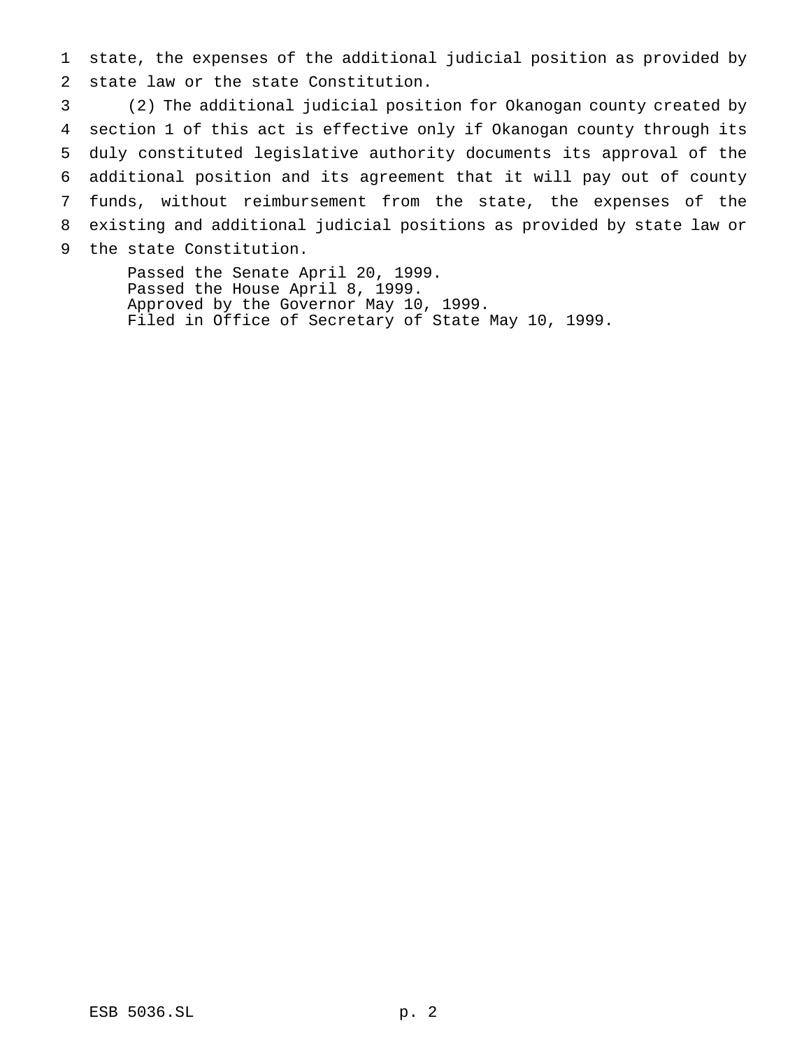state, the expenses of the additional judicial position as provided by state law or the state Constitution.

(2) The additional judicial position for Okanogan county created by section 1 of this act is effective only if Okanogan county through its duly constituted legislative authority documents its approval of the additional position and its agreement that it will pay out of county funds, without reimbursement from the state, the expenses of the existing and additional judicial positions as provided by state law or the state Constitution.

Passed the Senate April 20, 1999.
Passed the House April 8, 1999.
Approved by the Governor May 10, 1999.
Filed in Office of Secretary of State May 10, 1999.